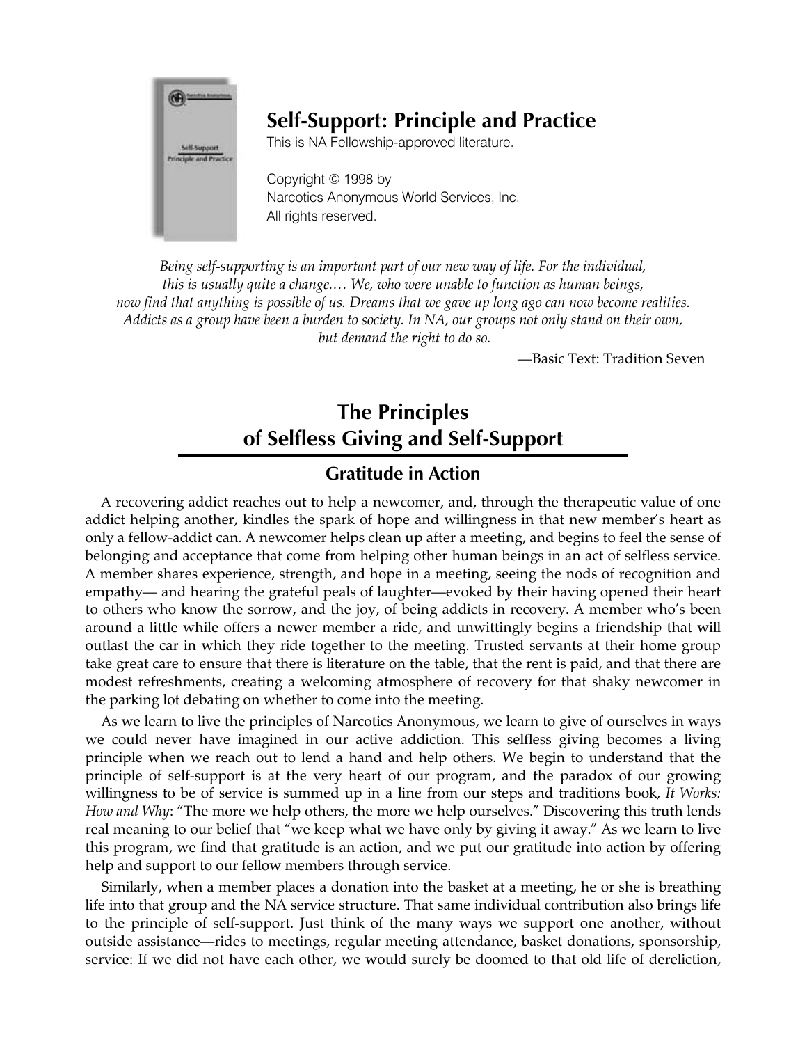# Self-Support: Principle and Practice

This is NA Fellowship-approved literature.

Copyright © 1998 by
Narcotics Anonymous World Services, Inc.
All rights reserved.

*Being self-supporting is an important part of our new way of life. For the individual, this is usually quite a change.… We, who were unable to function as human beings, now find that anything is possible of us. Dreams that we gave up long ago can now become realities. Addicts as a group have been a burden to society. In NA, our groups not only stand on their own, but demand the right to do so.*

—Basic Text: Tradition Seven

## The Principles of Selfless Giving and Self-Support

### Gratitude in Action

A recovering addict reaches out to help a newcomer, and, through the therapeutic value of one addict helping another, kindles the spark of hope and willingness in that new member's heart as only a fellow-addict can. A newcomer helps clean up after a meeting, and begins to feel the sense of belonging and acceptance that come from helping other human beings in an act of selfless service. A member shares experience, strength, and hope in a meeting, seeing the nods of recognition and empathy— and hearing the grateful peals of laughter—evoked by their having opened their heart to others who know the sorrow, and the joy, of being addicts in recovery. A member who's been around a little while offers a newer member a ride, and unwittingly begins a friendship that will outlast the car in which they ride together to the meeting. Trusted servants at their home group take great care to ensure that there is literature on the table, that the rent is paid, and that there are modest refreshments, creating a welcoming atmosphere of recovery for that shaky newcomer in the parking lot debating on whether to come into the meeting.

As we learn to live the principles of Narcotics Anonymous, we learn to give of ourselves in ways we could never have imagined in our active addiction. This selfless giving becomes a living principle when we reach out to lend a hand and help others. We begin to understand that the principle of self-support is at the very heart of our program, and the paradox of our growing willingness to be of service is summed up in a line from our steps and traditions book, *It Works: How and Why*: "The more we help others, the more we help ourselves." Discovering this truth lends real meaning to our belief that "we keep what we have only by giving it away." As we learn to live this program, we find that gratitude is an action, and we put our gratitude into action by offering help and support to our fellow members through service.

Similarly, when a member places a donation into the basket at a meeting, he or she is breathing life into that group and the NA service structure. That same individual contribution also brings life to the principle of self-support. Just think of the many ways we support one another, without outside assistance—rides to meetings, regular meeting attendance, basket donations, sponsorship, service: If we did not have each other, we would surely be doomed to that old life of dereliction,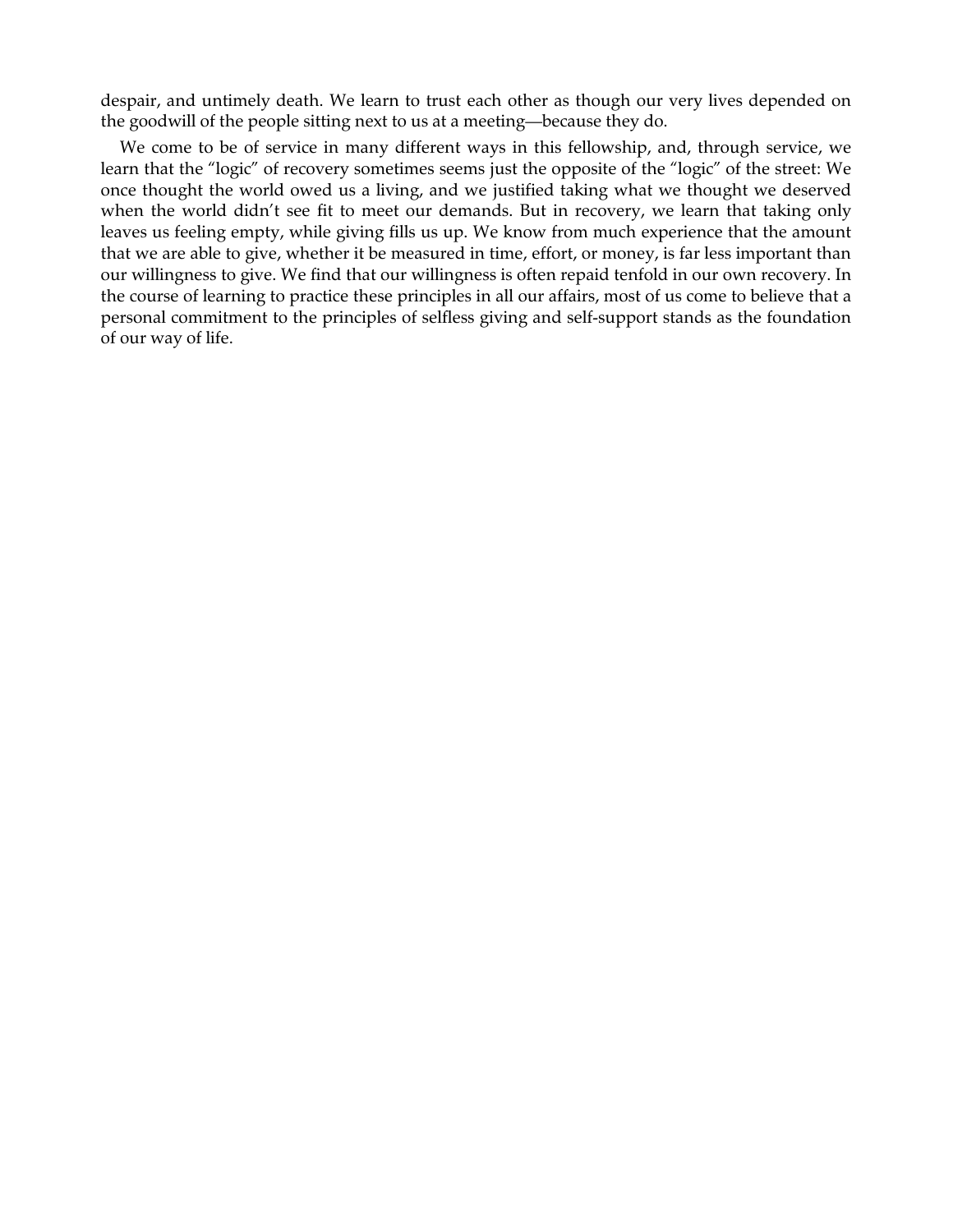despair, and untimely death. We learn to trust each other as though our very lives depended on the goodwill of the people sitting next to us at a meeting—because they do.

We come to be of service in many different ways in this fellowship, and, through service, we learn that the "logic" of recovery sometimes seems just the opposite of the "logic" of the street: We once thought the world owed us a living, and we justified taking what we thought we deserved when the world didn't see fit to meet our demands. But in recovery, we learn that taking only leaves us feeling empty, while giving fills us up. We know from much experience that the amount that we are able to give, whether it be measured in time, effort, or money, is far less important than our willingness to give. We find that our willingness is often repaid tenfold in our own recovery. In the course of learning to practice these principles in all our affairs, most of us come to believe that a personal commitment to the principles of selfless giving and self-support stands as the foundation of our way of life.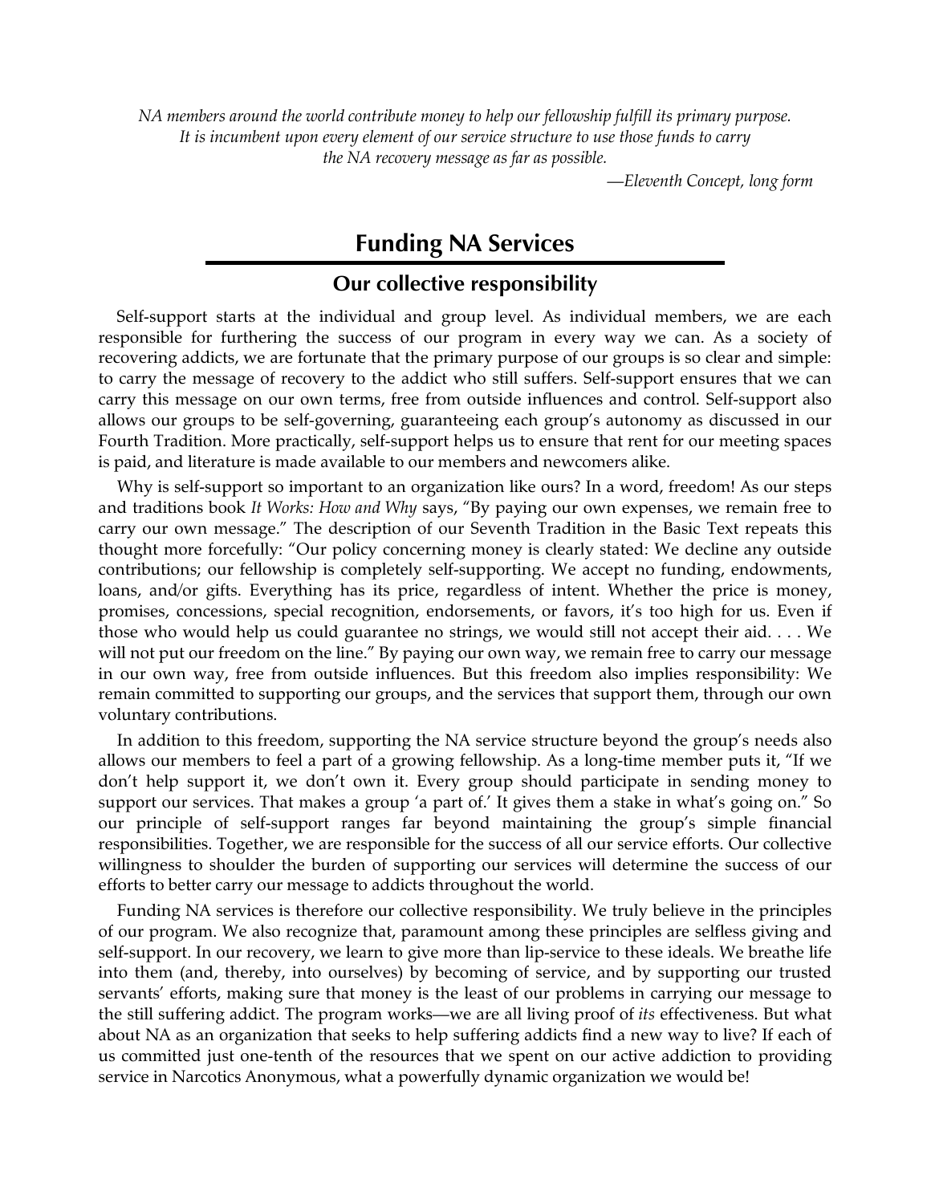*NA members around the world contribute money to help our fellowship fulfill its primary purpose. It is incumbent upon every element of our service structure to use those funds to carry the NA recovery message as far as possible.*

*—Eleventh Concept, long form*

# Funding NA Services

## Our collective responsibility

Self-support starts at the individual and group level. As individual members, we are each responsible for furthering the success of our program in every way we can. As a society of recovering addicts, we are fortunate that the primary purpose of our groups is so clear and simple: to carry the message of recovery to the addict who still suffers. Self-support ensures that we can carry this message on our own terms, free from outside influences and control. Self-support also allows our groups to be self-governing, guaranteeing each group's autonomy as discussed in our Fourth Tradition. More practically, self-support helps us to ensure that rent for our meeting spaces is paid, and literature is made available to our members and newcomers alike.

Why is self-support so important to an organization like ours? In a word, freedom! As our steps and traditions book *It Works: How and Why* says, "By paying our own expenses, we remain free to carry our own message." The description of our Seventh Tradition in the Basic Text repeats this thought more forcefully: "Our policy concerning money is clearly stated: We decline any outside contributions; our fellowship is completely self-supporting. We accept no funding, endowments, loans, and/or gifts. Everything has its price, regardless of intent. Whether the price is money, promises, concessions, special recognition, endorsements, or favors, it's too high for us. Even if those who would help us could guarantee no strings, we would still not accept their aid. . . . We will not put our freedom on the line." By paying our own way, we remain free to carry our message in our own way, free from outside influences. But this freedom also implies responsibility: We remain committed to supporting our groups, and the services that support them, through our own voluntary contributions.

In addition to this freedom, supporting the NA service structure beyond the group's needs also allows our members to feel a part of a growing fellowship. As a long-time member puts it, "If we don't help support it, we don't own it. Every group should participate in sending money to support our services. That makes a group 'a part of.' It gives them a stake in what's going on." So our principle of self-support ranges far beyond maintaining the group's simple financial responsibilities. Together, we are responsible for the success of all our service efforts. Our collective willingness to shoulder the burden of supporting our services will determine the success of our efforts to better carry our message to addicts throughout the world.

Funding NA services is therefore our collective responsibility. We truly believe in the principles of our program. We also recognize that, paramount among these principles are selfless giving and self-support. In our recovery, we learn to give more than lip-service to these ideals. We breathe life into them (and, thereby, into ourselves) by becoming of service, and by supporting our trusted servants' efforts, making sure that money is the least of our problems in carrying our message to the still suffering addict. The program works—we are all living proof of *its* effectiveness. But what about NA as an organization that seeks to help suffering addicts find a new way to live? If each of us committed just one-tenth of the resources that we spent on our active addiction to providing service in Narcotics Anonymous, what a powerfully dynamic organization we would be!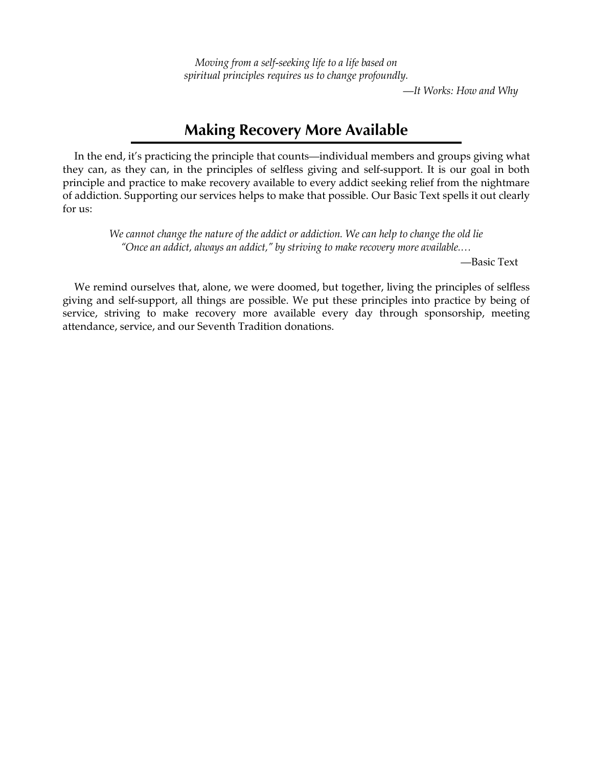*Moving from a self-seeking life to a life based on*
*spiritual principles requires us to change profoundly.*

—*It Works: How and Why*

## Making Recovery More Available

In the end, it's practicing the principle that counts—individual members and groups giving what they can, as they can, in the principles of selfless giving and self-support. It is our goal in both principle and practice to make recovery available to every addict seeking relief from the nightmare of addiction. Supporting our services helps to make that possible. Our Basic Text spells it out clearly for us:

> *We cannot change the nature of the addict or addiction. We can help to change the old lie "Once an addict, always an addict," by striving to make recovery more available.…*
>
> —Basic Text

We remind ourselves that, alone, we were doomed, but together, living the principles of selfless giving and self-support, all things are possible. We put these principles into practice by being of service, striving to make recovery more available every day through sponsorship, meeting attendance, service, and our Seventh Tradition donations.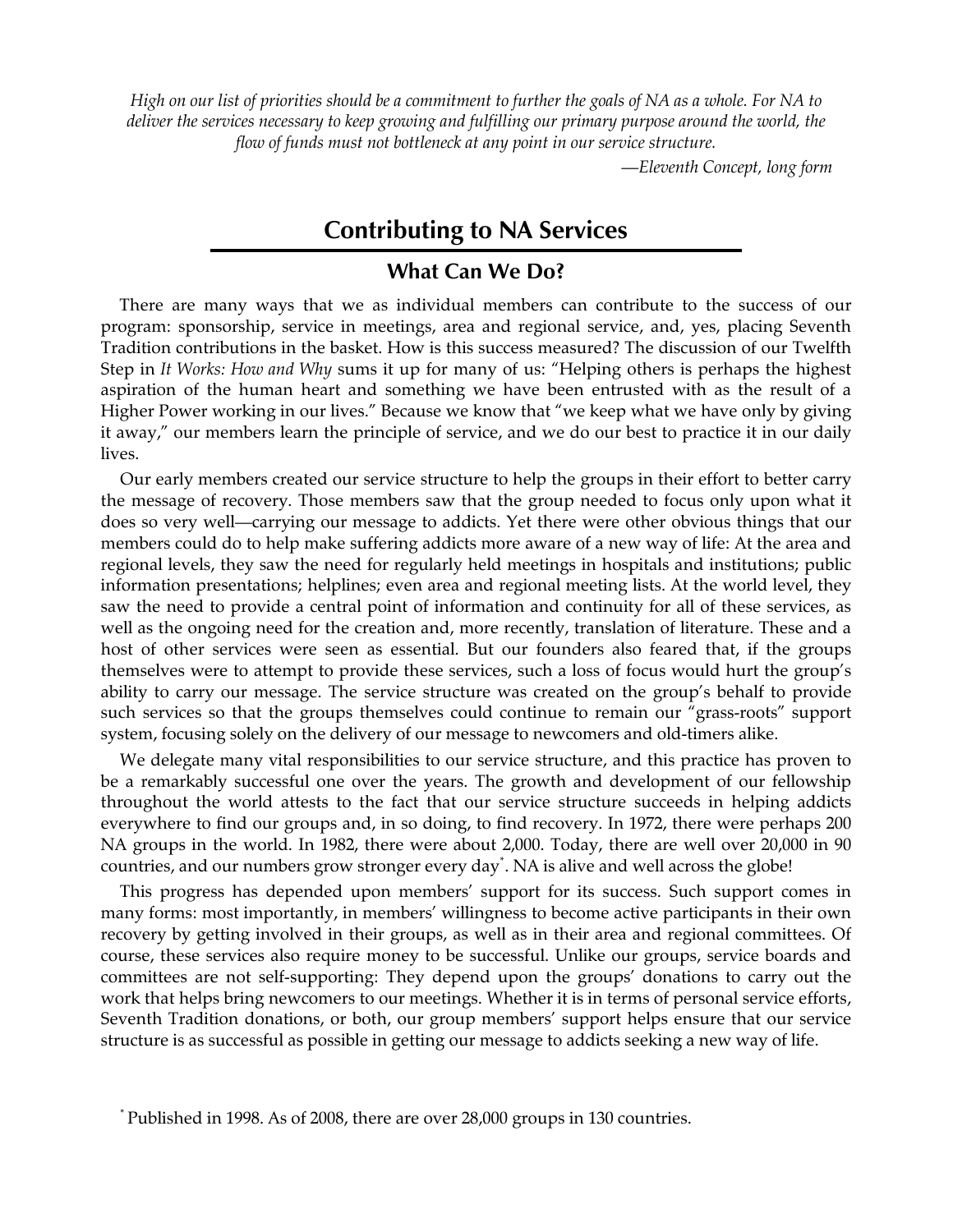*High on our list of priorities should be a commitment to further the goals of NA as a whole. For NA to deliver the services necessary to keep growing and fulfilling our primary purpose around the world, the flow of funds must not bottleneck at any point in our service structure.*

*—Eleventh Concept, long form*

## Contributing to NA Services

### What Can We Do?

There are many ways that we as individual members can contribute to the success of our program: sponsorship, service in meetings, area and regional service, and, yes, placing Seventh Tradition contributions in the basket. How is this success measured? The discussion of our Twelfth Step in *It Works: How and Why* sums it up for many of us: "Helping others is perhaps the highest aspiration of the human heart and something we have been entrusted with as the result of a Higher Power working in our lives." Because we know that "we keep what we have only by giving it away," our members learn the principle of service, and we do our best to practice it in our daily lives.

Our early members created our service structure to help the groups in their effort to better carry the message of recovery. Those members saw that the group needed to focus only upon what it does so very well—carrying our message to addicts. Yet there were other obvious things that our members could do to help make suffering addicts more aware of a new way of life: At the area and regional levels, they saw the need for regularly held meetings in hospitals and institutions; public information presentations; helplines; even area and regional meeting lists. At the world level, they saw the need to provide a central point of information and continuity for all of these services, as well as the ongoing need for the creation and, more recently, translation of literature. These and a host of other services were seen as essential. But our founders also feared that, if the groups themselves were to attempt to provide these services, such a loss of focus would hurt the group's ability to carry our message. The service structure was created on the group's behalf to provide such services so that the groups themselves could continue to remain our "grass-roots" support system, focusing solely on the delivery of our message to newcomers and old-timers alike.

We delegate many vital responsibilities to our service structure, and this practice has proven to be a remarkably successful one over the years. The growth and development of our fellowship throughout the world attests to the fact that our service structure succeeds in helping addicts everywhere to find our groups and, in so doing, to find recovery. In 1972, there were perhaps 200 NA groups in the world. In 1982, there were about 2,000. Today, there are well over 20,000 in 90 countries, and our numbers grow stronger every day[*]. NA is alive and well across the globe!

This progress has depended upon members' support for its success. Such support comes in many forms: most importantly, in members' willingness to become active participants in their own recovery by getting involved in their groups, as well as in their area and regional committees. Of course, these services also require money to be successful. Unlike our groups, service boards and committees are not self-supporting: They depend upon the groups' donations to carry out the work that helps bring newcomers to our meetings. Whether it is in terms of personal service efforts, Seventh Tradition donations, or both, our group members' support helps ensure that our service structure is as successful as possible in getting our message to addicts seeking a new way of life.

[*] Published in 1998. As of 2008, there are over 28,000 groups in 130 countries.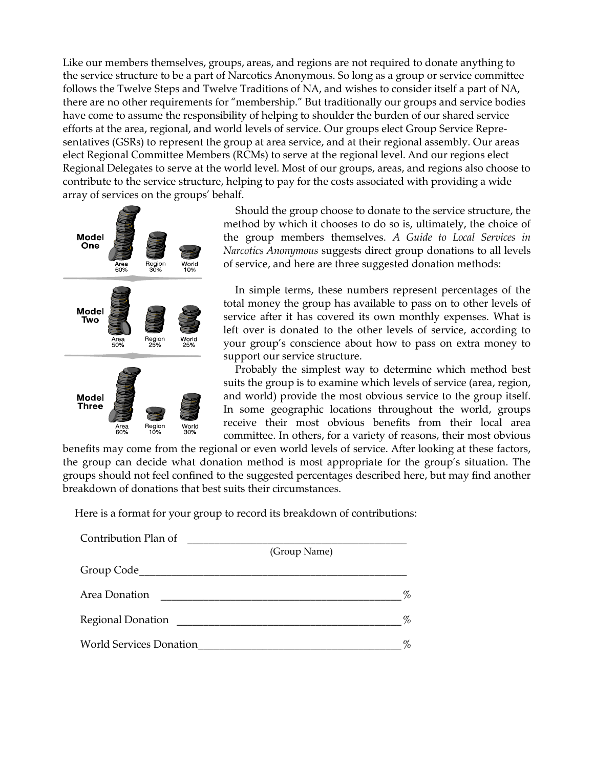Like our members themselves, groups, areas, and regions are not required to donate anything to the service structure to be a part of Narcotics Anonymous. So long as a group or service committee follows the Twelve Steps and Twelve Traditions of NA, and wishes to consider itself a part of NA, there are no other requirements for "membership." But traditionally our groups and service bodies have come to assume the responsibility of helping to shoulder the burden of our shared service efforts at the area, regional, and world levels of service. Our groups elect Group Service Representatives (GSRs) to represent the group at area service, and at their regional assembly. Our areas elect Regional Committee Members (RCMs) to serve at the regional level. And our regions elect Regional Delegates to serve at the world level. Most of our groups, areas, and regions also choose to contribute to the service structure, helping to pay for the costs associated with providing a wide array of services on the groups' behalf.

**Model One**: Area 60%, Region 30%, World 10%

**Model Two**: Area 50%, Region 25%, World 25%

**Model Three**: Area 60%, Region 10%, World 30%

Should the group choose to donate to the service structure, the method by which it chooses to do so is, ultimately, the choice of the group members themselves. *A Guide to Local Services in Narcotics Anonymous* suggests direct group donations to all levels of service, and here are three suggested donation methods:

In simple terms, these numbers represent percentages of the total money the group has available to pass on to other levels of service after it has covered its own monthly expenses. What is left over is donated to the other levels of service, according to your group's conscience about how to pass on extra money to support our service structure.

Probably the simplest way to determine which method best suits the group is to examine which levels of service (area, region, and world) provide the most obvious service to the group itself. In some geographic locations throughout the world, groups receive their most obvious benefits from their local area committee. In others, for a variety of reasons, their most obvious benefits may come from the regional or even world levels of service. After looking at these factors, the group can decide what donation method is most appropriate for the group's situation. The groups should not feel confined to the suggested percentages described here, but may find another breakdown of donations that best suits their circumstances.

Here is a format for your group to record its breakdown of contributions:

Contribution Plan of ________________________________________
(Group Name)

Group Code__________________________________________________

Area Donation ____________________________________________%

Regional Donation _________________________________________%

World Services Donation_____________________________________%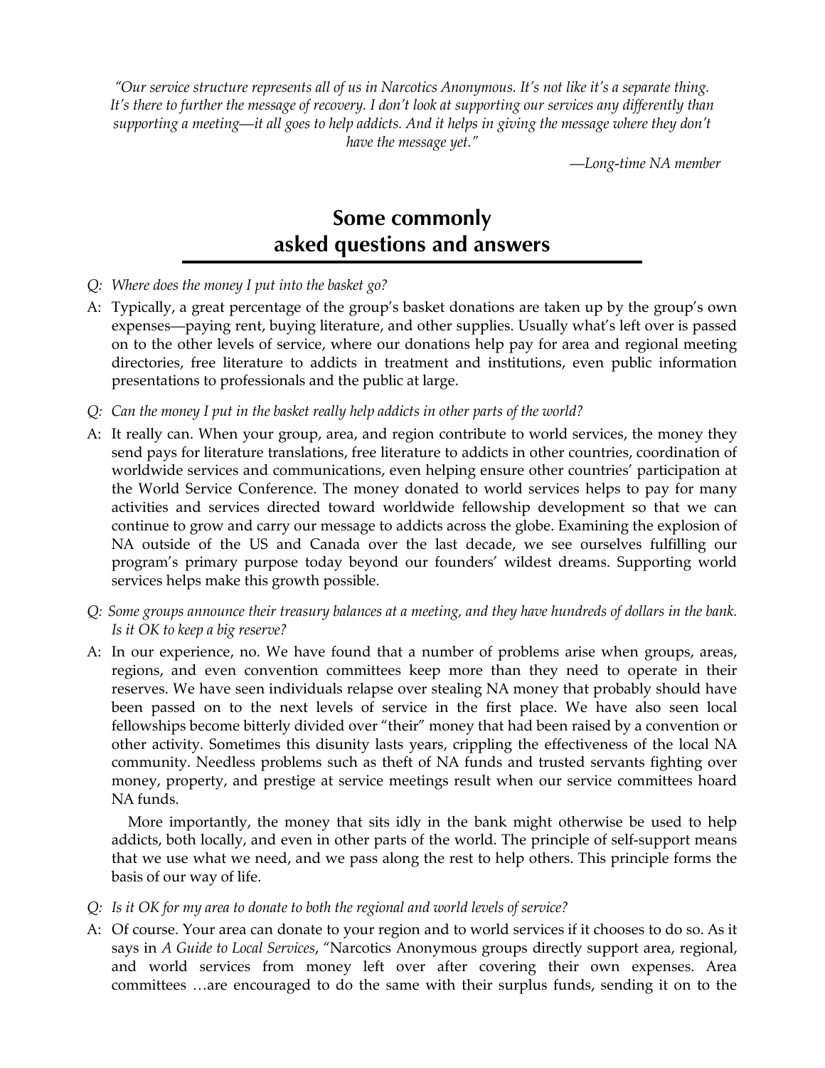*"Our service structure represents all of us in Narcotics Anonymous. It's not like it's a separate thing. It's there to further the message of recovery. I don't look at supporting our services any differently than supporting a meeting—it all goes to help addicts. And it helps in giving the message where they don't have the message yet."*

*—Long-time NA member*

## Some commonly asked questions and answers

*Q: Where does the money I put into the basket go?*

A: Typically, a great percentage of the group's basket donations are taken up by the group's own expenses—paying rent, buying literature, and other supplies. Usually what's left over is passed on to the other levels of service, where our donations help pay for area and regional meeting directories, free literature to addicts in treatment and institutions, even public information presentations to professionals and the public at large.

*Q: Can the money I put in the basket really help addicts in other parts of the world?*

A: It really can. When your group, area, and region contribute to world services, the money they send pays for literature translations, free literature to addicts in other countries, coordination of worldwide services and communications, even helping ensure other countries' participation at the World Service Conference. The money donated to world services helps to pay for many activities and services directed toward worldwide fellowship development so that we can continue to grow and carry our message to addicts across the globe. Examining the explosion of NA outside of the US and Canada over the last decade, we see ourselves fulfilling our program's primary purpose today beyond our founders' wildest dreams. Supporting world services helps make this growth possible.

*Q: Some groups announce their treasury balances at a meeting, and they have hundreds of dollars in the bank. Is it OK to keep a big reserve?*

A: In our experience, no. We have found that a number of problems arise when groups, areas, regions, and even convention committees keep more than they need to operate in their reserves. We have seen individuals relapse over stealing NA money that probably should have been passed on to the next levels of service in the first place. We have also seen local fellowships become bitterly divided over "their" money that had been raised by a convention or other activity. Sometimes this disunity lasts years, crippling the effectiveness of the local NA community. Needless problems such as theft of NA funds and trusted servants fighting over money, property, and prestige at service meetings result when our service committees hoard NA funds.

More importantly, the money that sits idly in the bank might otherwise be used to help addicts, both locally, and even in other parts of the world. The principle of self-support means that we use what we need, and we pass along the rest to help others. This principle forms the basis of our way of life.

*Q: Is it OK for my area to donate to both the regional and world levels of service?*

A: Of course. Your area can donate to your region and to world services if it chooses to do so. As it says in *A Guide to Local Services*, "Narcotics Anonymous groups directly support area, regional, and world services from money left over after covering their own expenses. Area committees …are encouraged to do the same with their surplus funds, sending it on to the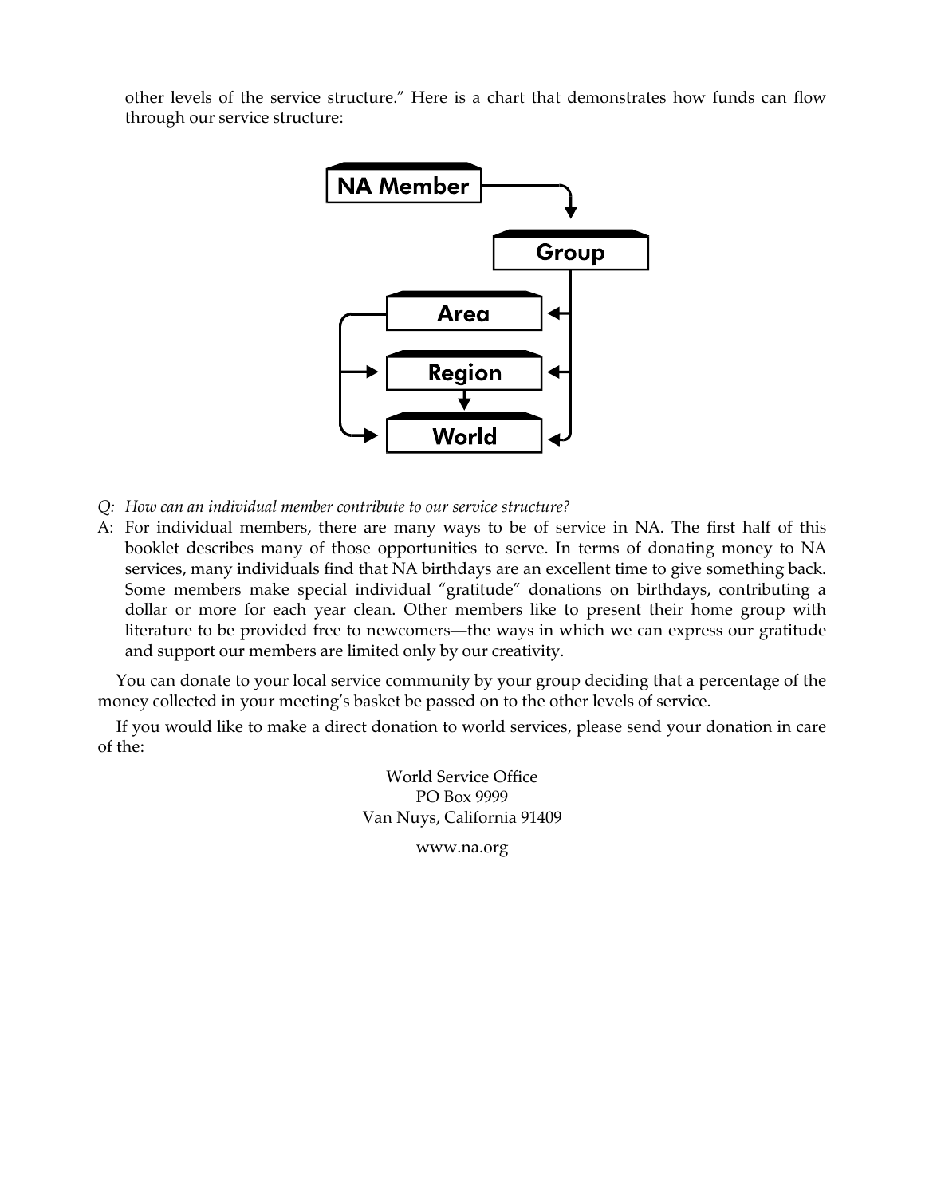other levels of the service structure." Here is a chart that demonstrates how funds can flow through our service structure:

NA Member

Group

Area

Region

World

*Q: How can an individual member contribute to our service structure?*

A: For individual members, there are many ways to be of service in NA. The first half of this booklet describes many of those opportunities to serve. In terms of donating money to NA services, many individuals find that NA birthdays are an excellent time to give something back. Some members make special individual "gratitude" donations on birthdays, contributing a dollar or more for each year clean. Other members like to present their home group with literature to be provided free to newcomers—the ways in which we can express our gratitude and support our members are limited only by our creativity.

You can donate to your local service community by your group deciding that a percentage of the money collected in your meeting's basket be passed on to the other levels of service.

If you would like to make a direct donation to world services, please send your donation in care of the:

World Service Office
PO Box 9999
Van Nuys, California 91409

www.na.org